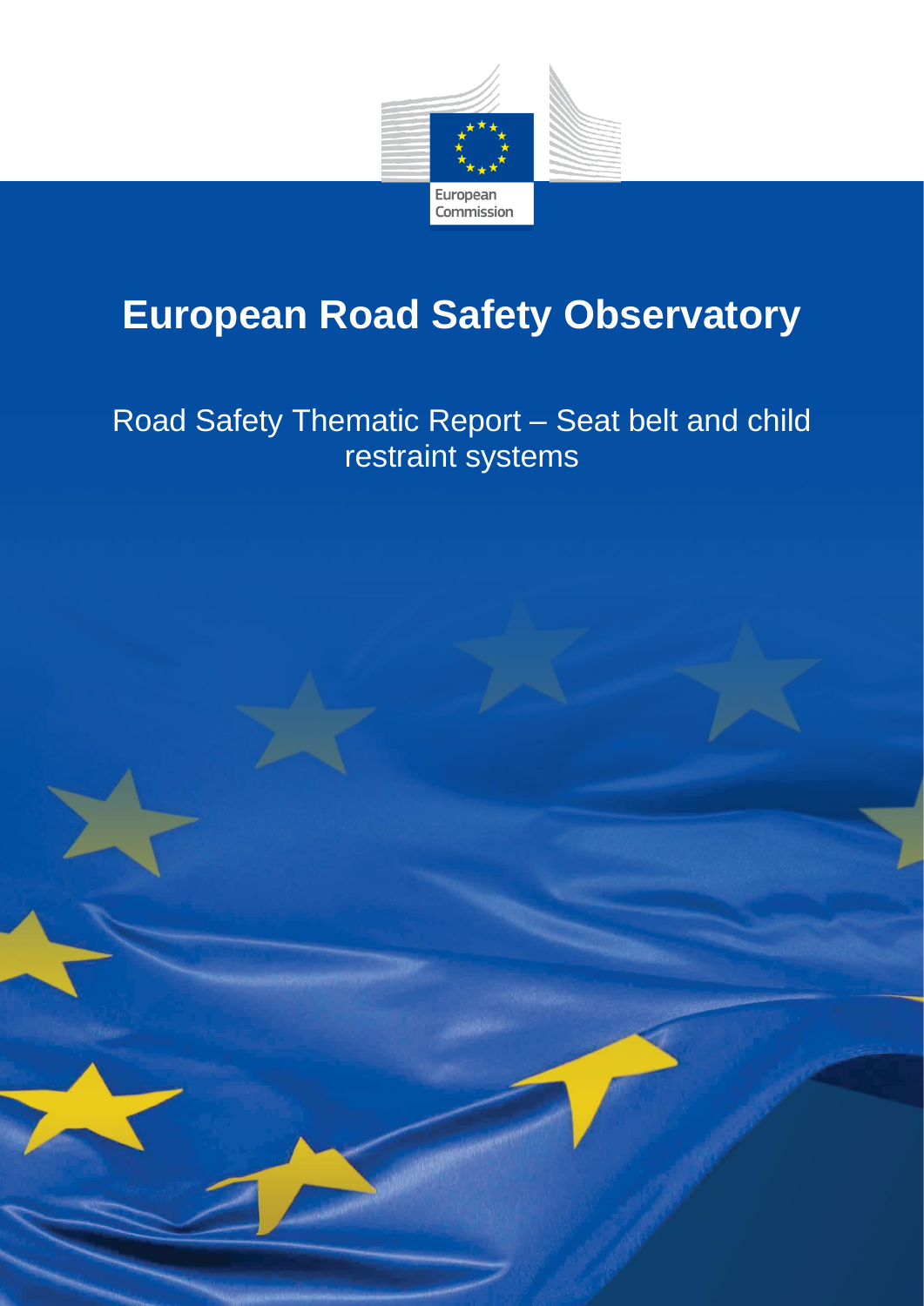European Commission

# European Road Safety Observatory

Road Safety Thematic Report – Seat belt and child restraint systems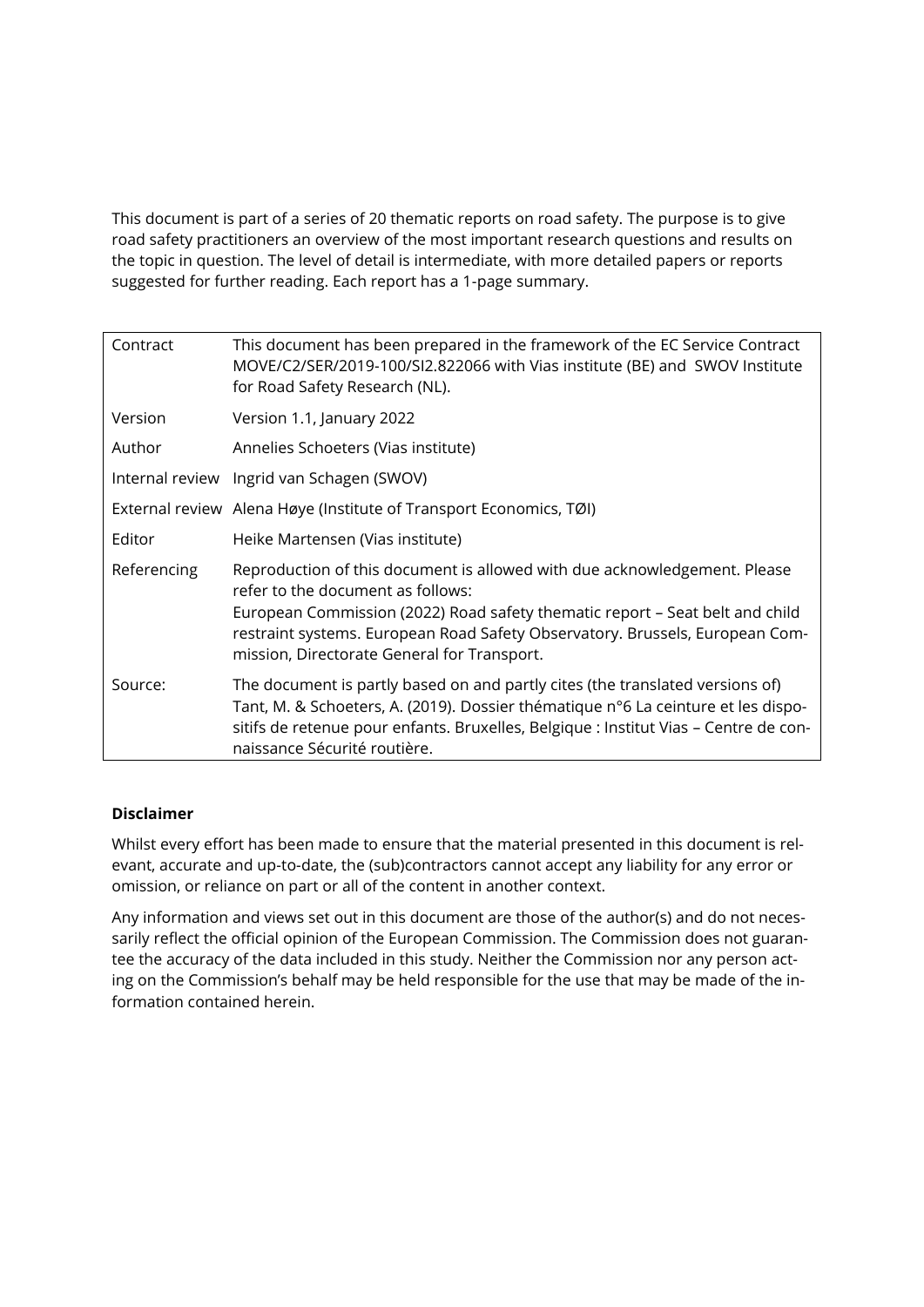This document is part of a series of 20 thematic reports on road safety. The purpose is to give road safety practitioners an overview of the most important research questions and results on the topic in question. The level of detail is intermediate, with more detailed papers or reports suggested for further reading. Each report has a 1-page summary.

| | |
|---|---|
| Contract | This document has been prepared in the framework of the EC Service Contract MOVE/C2/SER/2019-100/SI2.822066 with Vias institute (BE) and SWOV Institute for Road Safety Research (NL). |
| Version | Version 1.1, January 2022 |
| Author | Annelies Schoeters (Vias institute) |
| Internal review | Ingrid van Schagen (SWOV) |
| External review | Alena Høye (Institute of Transport Economics, TØI) |
| Editor | Heike Martensen (Vias institute) |
| Referencing | Reproduction of this document is allowed with due acknowledgement. Please refer to the document as follows: European Commission (2022) Road safety thematic report – Seat belt and child restraint systems. European Road Safety Observatory. Brussels, European Commission, Directorate General for Transport. |
| Source: | The document is partly based on and partly cites (the translated versions of) Tant, M. & Schoeters, A. (2019). Dossier thématique n°6 La ceinture et les dispositifs de retenue pour enfants. Bruxelles, Belgique : Institut Vias – Centre de connaissance Sécurité routière. |

**Disclaimer**

Whilst every effort has been made to ensure that the material presented in this document is relevant, accurate and up-to-date, the (sub)contractors cannot accept any liability for any error or omission, or reliance on part or all of the content in another context.

Any information and views set out in this document are those of the author(s) and do not necessarily reflect the official opinion of the European Commission. The Commission does not guarantee the accuracy of the data included in this study. Neither the Commission nor any person acting on the Commission's behalf may be held responsible for the use that may be made of the information contained herein.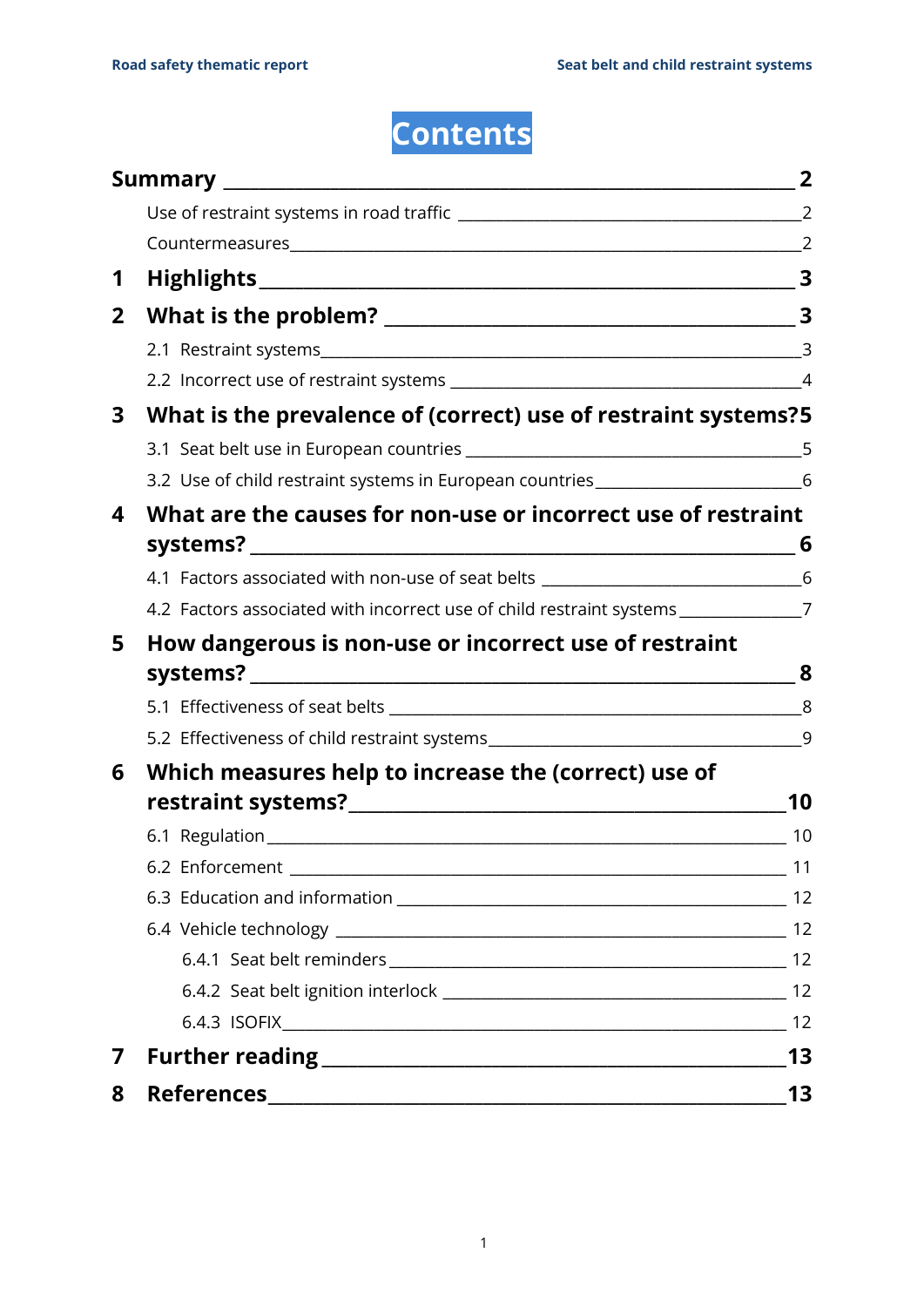# Contents

**Summary** 2

- Use of restraint systems in road traffic 2
- Countermeasures 2

**1 Highlights** 3

**2 What is the problem?** 3

- 2.1 Restraint systems 3
- 2.2 Incorrect use of restraint systems 4

**3 What is the prevalence of (correct) use of restraint systems?** 5

- 3.1 Seat belt use in European countries 5
- 3.2 Use of child restraint systems in European countries 6

**4 What are the causes for non-use or incorrect use of restraint systems?** 6

- 4.1 Factors associated with non-use of seat belts 6
- 4.2 Factors associated with incorrect use of child restraint systems 7

**5 How dangerous is non-use or incorrect use of restraint systems?** 8

- 5.1 Effectiveness of seat belts 8
- 5.2 Effectiveness of child restraint systems 9

**6 Which measures help to increase the (correct) use of restraint systems?** 10

- 6.1 Regulation 10
- 6.2 Enforcement 11
- 6.3 Education and information 12
- 6.4 Vehicle technology 12
  - 6.4.1 Seat belt reminders 12
  - 6.4.2 Seat belt ignition interlock 12
  - 6.4.3 ISOFIX 12

**7 Further reading** 13

**8 References** 13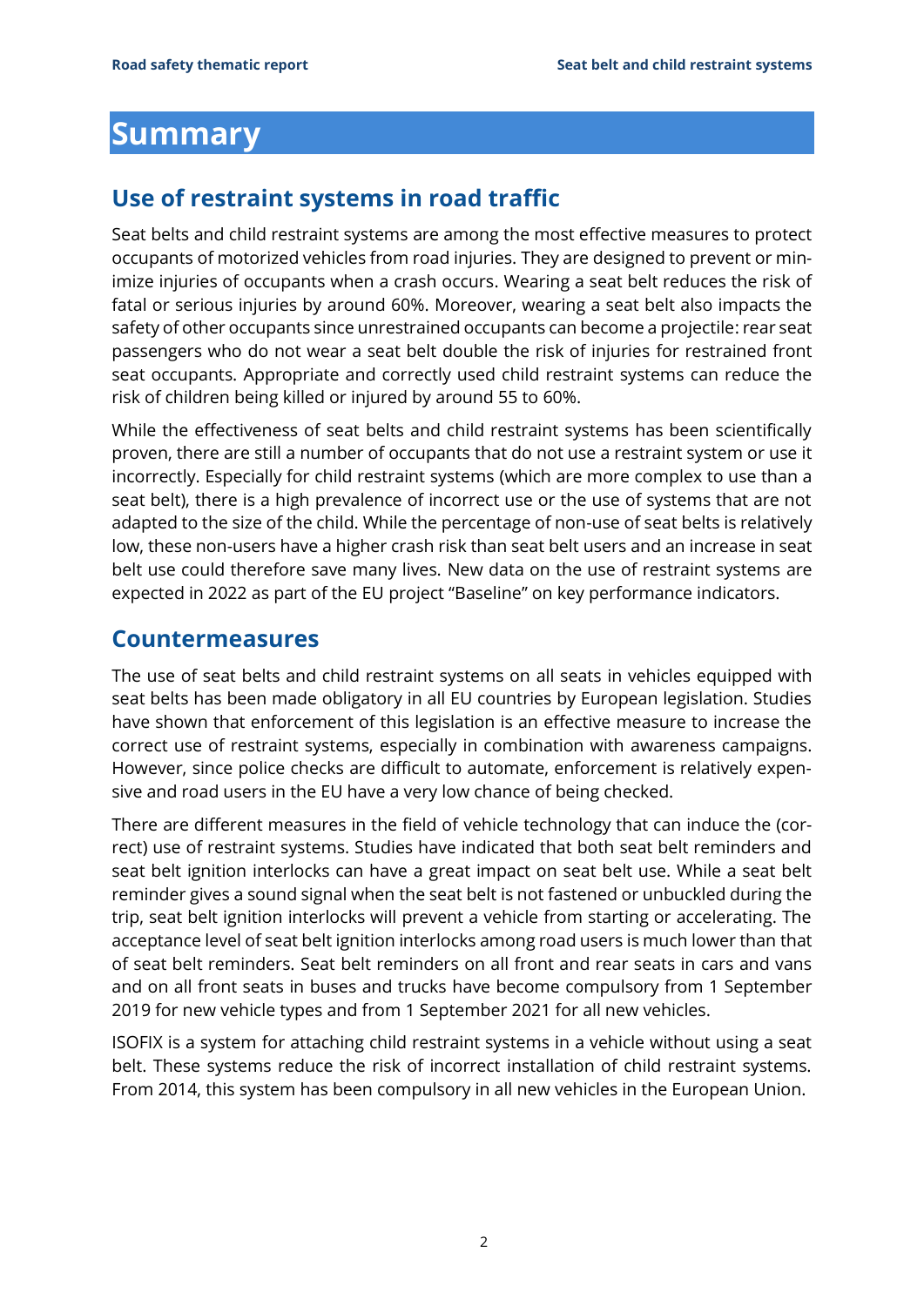# Summary

## Use of restraint systems in road traffic

Seat belts and child restraint systems are among the most effective measures to protect occupants of motorized vehicles from road injuries. They are designed to prevent or minimize injuries of occupants when a crash occurs. Wearing a seat belt reduces the risk of fatal or serious injuries by around 60%. Moreover, wearing a seat belt also impacts the safety of other occupants since unrestrained occupants can become a projectile: rear seat passengers who do not wear a seat belt double the risk of injuries for restrained front seat occupants. Appropriate and correctly used child restraint systems can reduce the risk of children being killed or injured by around 55 to 60%.

While the effectiveness of seat belts and child restraint systems has been scientifically proven, there are still a number of occupants that do not use a restraint system or use it incorrectly. Especially for child restraint systems (which are more complex to use than a seat belt), there is a high prevalence of incorrect use or the use of systems that are not adapted to the size of the child. While the percentage of non-use of seat belts is relatively low, these non-users have a higher crash risk than seat belt users and an increase in seat belt use could therefore save many lives. New data on the use of restraint systems are expected in 2022 as part of the EU project "Baseline" on key performance indicators.

## Countermeasures

The use of seat belts and child restraint systems on all seats in vehicles equipped with seat belts has been made obligatory in all EU countries by European legislation. Studies have shown that enforcement of this legislation is an effective measure to increase the correct use of restraint systems, especially in combination with awareness campaigns. However, since police checks are difficult to automate, enforcement is relatively expensive and road users in the EU have a very low chance of being checked.

There are different measures in the field of vehicle technology that can induce the (correct) use of restraint systems. Studies have indicated that both seat belt reminders and seat belt ignition interlocks can have a great impact on seat belt use. While a seat belt reminder gives a sound signal when the seat belt is not fastened or unbuckled during the trip, seat belt ignition interlocks will prevent a vehicle from starting or accelerating. The acceptance level of seat belt ignition interlocks among road users is much lower than that of seat belt reminders. Seat belt reminders on all front and rear seats in cars and vans and on all front seats in buses and trucks have become compulsory from 1 September 2019 for new vehicle types and from 1 September 2021 for all new vehicles.

ISOFIX is a system for attaching child restraint systems in a vehicle without using a seat belt. These systems reduce the risk of incorrect installation of child restraint systems. From 2014, this system has been compulsory in all new vehicles in the European Union.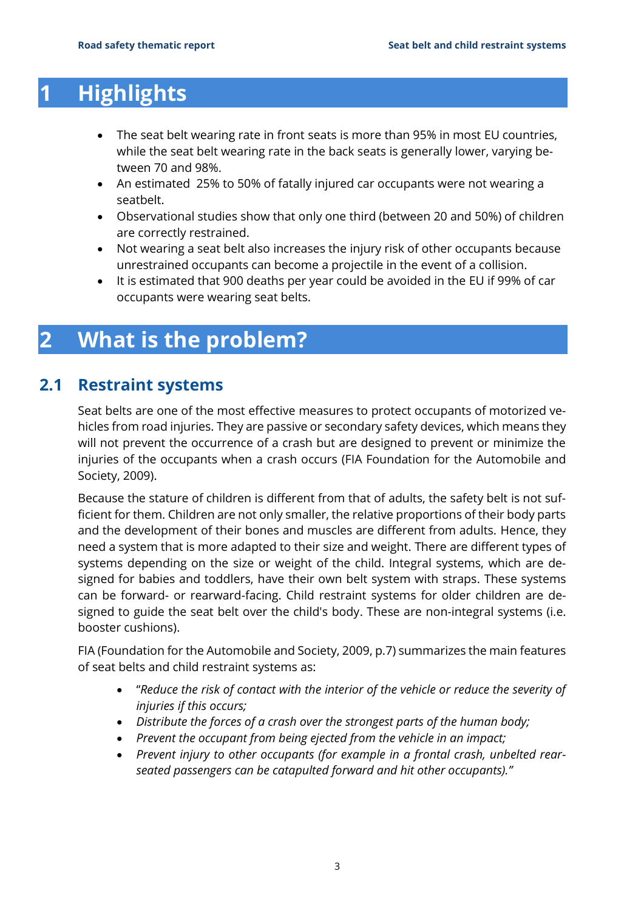# 1 Highlights

- The seat belt wearing rate in front seats is more than 95% in most EU countries, while the seat belt wearing rate in the back seats is generally lower, varying between 70 and 98%.
- An estimated 25% to 50% of fatally injured car occupants were not wearing a seatbelt.
- Observational studies show that only one third (between 20 and 50%) of children are correctly restrained.
- Not wearing a seat belt also increases the injury risk of other occupants because unrestrained occupants can become a projectile in the event of a collision.
- It is estimated that 900 deaths per year could be avoided in the EU if 99% of car occupants were wearing seat belts.

# 2 What is the problem?

## 2.1 Restraint systems

Seat belts are one of the most effective measures to protect occupants of motorized vehicles from road injuries. They are passive or secondary safety devices, which means they will not prevent the occurrence of a crash but are designed to prevent or minimize the injuries of the occupants when a crash occurs (FIA Foundation for the Automobile and Society, 2009).

Because the stature of children is different from that of adults, the safety belt is not sufficient for them. Children are not only smaller, the relative proportions of their body parts and the development of their bones and muscles are different from adults. Hence, they need a system that is more adapted to their size and weight. There are different types of systems depending on the size or weight of the child. Integral systems, which are designed for babies and toddlers, have their own belt system with straps. These systems can be forward- or rearward-facing. Child restraint systems for older children are designed to guide the seat belt over the child's body. These are non-integral systems (i.e. booster cushions).

FIA (Foundation for the Automobile and Society, 2009, p.7) summarizes the main features of seat belts and child restraint systems as:

- "*Reduce the risk of contact with the interior of the vehicle or reduce the severity of injuries if this occurs;*
- *Distribute the forces of a crash over the strongest parts of the human body;*
- *Prevent the occupant from being ejected from the vehicle in an impact;*
- *Prevent injury to other occupants (for example in a frontal crash, unbelted rear-seated passengers can be catapulted forward and hit other occupants).*"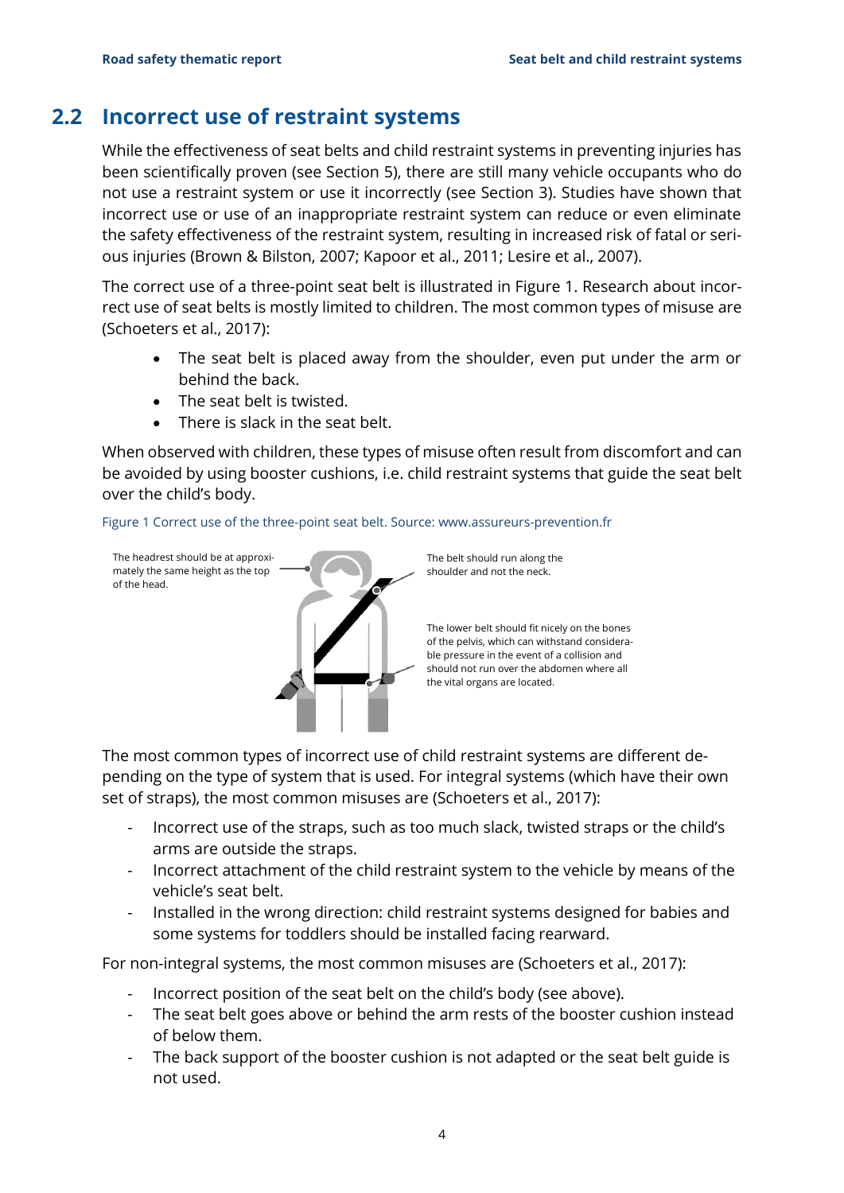## 2.2 Incorrect use of restraint systems

While the effectiveness of seat belts and child restraint systems in preventing injuries has been scientifically proven (see Section 5), there are still many vehicle occupants who do not use a restraint system or use it incorrectly (see Section 3). Studies have shown that incorrect use or use of an inappropriate restraint system can reduce or even eliminate the safety effectiveness of the restraint system, resulting in increased risk of fatal or serious injuries (Brown & Bilston, 2007; Kapoor et al., 2011; Lesire et al., 2007).

The correct use of a three-point seat belt is illustrated in Figure 1. Research about incorrect use of seat belts is mostly limited to children. The most common types of misuse are (Schoeters et al., 2017):

- The seat belt is placed away from the shoulder, even put under the arm or behind the back.
- The seat belt is twisted.
- There is slack in the seat belt.

When observed with children, these types of misuse often result from discomfort and can be avoided by using booster cushions, i.e. child restraint systems that guide the seat belt over the child's body.

Figure 1 Correct use of the three-point seat belt. Source: www.assureurs-prevention.fr

The headrest should be at approximately the same height as the top of the head.

The belt should run along the shoulder and not the neck.

The lower belt should fit nicely on the bones of the pelvis, which can withstand considerable pressure in the event of a collision and should not run over the abdomen where all the vital organs are located.

The most common types of incorrect use of child restraint systems are different depending on the type of system that is used. For integral systems (which have their own set of straps), the most common misuses are (Schoeters et al., 2017):

- Incorrect use of the straps, such as too much slack, twisted straps or the child's arms are outside the straps.
- Incorrect attachment of the child restraint system to the vehicle by means of the vehicle's seat belt.
- Installed in the wrong direction: child restraint systems designed for babies and some systems for toddlers should be installed facing rearward.

For non-integral systems, the most common misuses are (Schoeters et al., 2017):

- Incorrect position of the seat belt on the child's body (see above).
- The seat belt goes above or behind the arm rests of the booster cushion instead of below them.
- The back support of the booster cushion is not adapted or the seat belt guide is not used.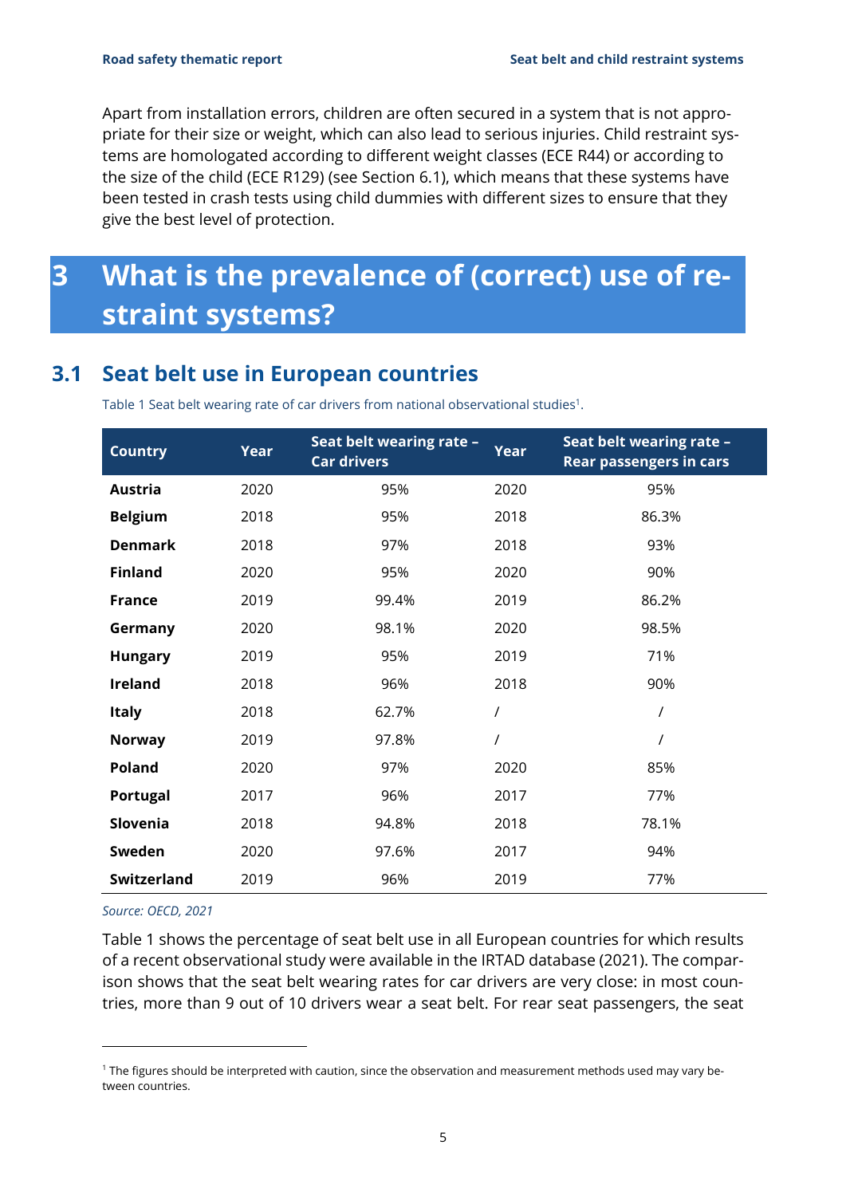Apart from installation errors, children are often secured in a system that is not appropriate for their size or weight, which can also lead to serious injuries. Child restraint systems are homologated according to different weight classes (ECE R44) or according to the size of the child (ECE R129) (see Section 6.1), which means that these systems have been tested in crash tests using child dummies with different sizes to ensure that they give the best level of protection.

# 3 What is the prevalence of (correct) use of restraint systems?

## 3.1 Seat belt use in European countries

Table 1 Seat belt wearing rate of car drivers from national observational studies[1].

| Country | Year | Seat belt wearing rate – Car drivers | Year | Seat belt wearing rate – Rear passengers in cars |
|---|---|---|---|---|
| **Austria** | 2020 | 95% | 2020 | 95% |
| **Belgium** | 2018 | 95% | 2018 | 86.3% |
| **Denmark** | 2018 | 97% | 2018 | 93% |
| **Finland** | 2020 | 95% | 2020 | 90% |
| **France** | 2019 | 99.4% | 2019 | 86.2% |
| **Germany** | 2020 | 98.1% | 2020 | 98.5% |
| **Hungary** | 2019 | 95% | 2019 | 71% |
| **Ireland** | 2018 | 96% | 2018 | 90% |
| **Italy** | 2018 | 62.7% | / | / |
| **Norway** | 2019 | 97.8% | / | / |
| **Poland** | 2020 | 97% | 2020 | 85% |
| **Portugal** | 2017 | 96% | 2017 | 77% |
| **Slovenia** | 2018 | 94.8% | 2018 | 78.1% |
| **Sweden** | 2020 | 97.6% | 2017 | 94% |
| **Switzerland** | 2019 | 96% | 2019 | 77% |

*Source: OECD, 2021*

Table 1 shows the percentage of seat belt use in all European countries for which results of a recent observational study were available in the IRTAD database (2021). The comparison shows that the seat belt wearing rates for car drivers are very close: in most countries, more than 9 out of 10 drivers wear a seat belt. For rear seat passengers, the seat

[1] The figures should be interpreted with caution, since the observation and measurement methods used may vary between countries.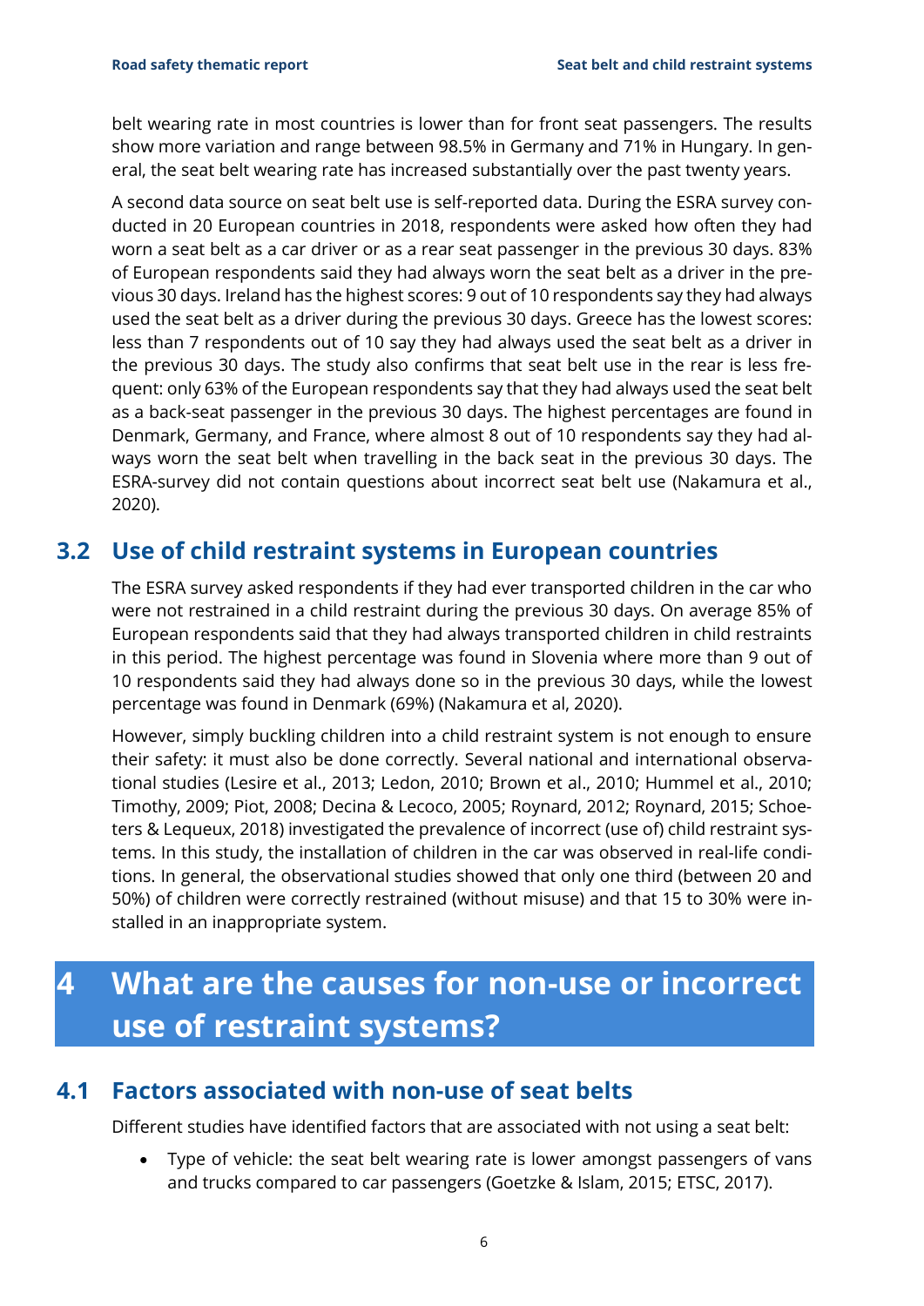belt wearing rate in most countries is lower than for front seat passengers. The results show more variation and range between 98.5% in Germany and 71% in Hungary. In general, the seat belt wearing rate has increased substantially over the past twenty years.

A second data source on seat belt use is self-reported data. During the ESRA survey conducted in 20 European countries in 2018, respondents were asked how often they had worn a seat belt as a car driver or as a rear seat passenger in the previous 30 days. 83% of European respondents said they had always worn the seat belt as a driver in the previous 30 days. Ireland has the highest scores: 9 out of 10 respondents say they had always used the seat belt as a driver during the previous 30 days. Greece has the lowest scores: less than 7 respondents out of 10 say they had always used the seat belt as a driver in the previous 30 days. The study also confirms that seat belt use in the rear is less frequent: only 63% of the European respondents say that they had always used the seat belt as a back-seat passenger in the previous 30 days. The highest percentages are found in Denmark, Germany, and France, where almost 8 out of 10 respondents say they had always worn the seat belt when travelling in the back seat in the previous 30 days. The ESRA-survey did not contain questions about incorrect seat belt use (Nakamura et al., 2020).

## 3.2 Use of child restraint systems in European countries

The ESRA survey asked respondents if they had ever transported children in the car who were not restrained in a child restraint during the previous 30 days. On average 85% of European respondents said that they had always transported children in child restraints in this period. The highest percentage was found in Slovenia where more than 9 out of 10 respondents said they had always done so in the previous 30 days, while the lowest percentage was found in Denmark (69%) (Nakamura et al, 2020).

However, simply buckling children into a child restraint system is not enough to ensure their safety: it must also be done correctly. Several national and international observational studies (Lesire et al., 2013; Ledon, 2010; Brown et al., 2010; Hummel et al., 2010; Timothy, 2009; Piot, 2008; Decina & Lecoco, 2005; Roynard, 2012; Roynard, 2015; Schoeters & Lequeux, 2018) investigated the prevalence of incorrect (use of) child restraint systems. In this study, the installation of children in the car was observed in real-life conditions. In general, the observational studies showed that only one third (between 20 and 50%) of children were correctly restrained (without misuse) and that 15 to 30% were installed in an inappropriate system.

# 4 What are the causes for non-use or incorrect use of restraint systems?

## 4.1 Factors associated with non-use of seat belts

Different studies have identified factors that are associated with not using a seat belt:

- Type of vehicle: the seat belt wearing rate is lower amongst passengers of vans and trucks compared to car passengers (Goetzke & Islam, 2015; ETSC, 2017).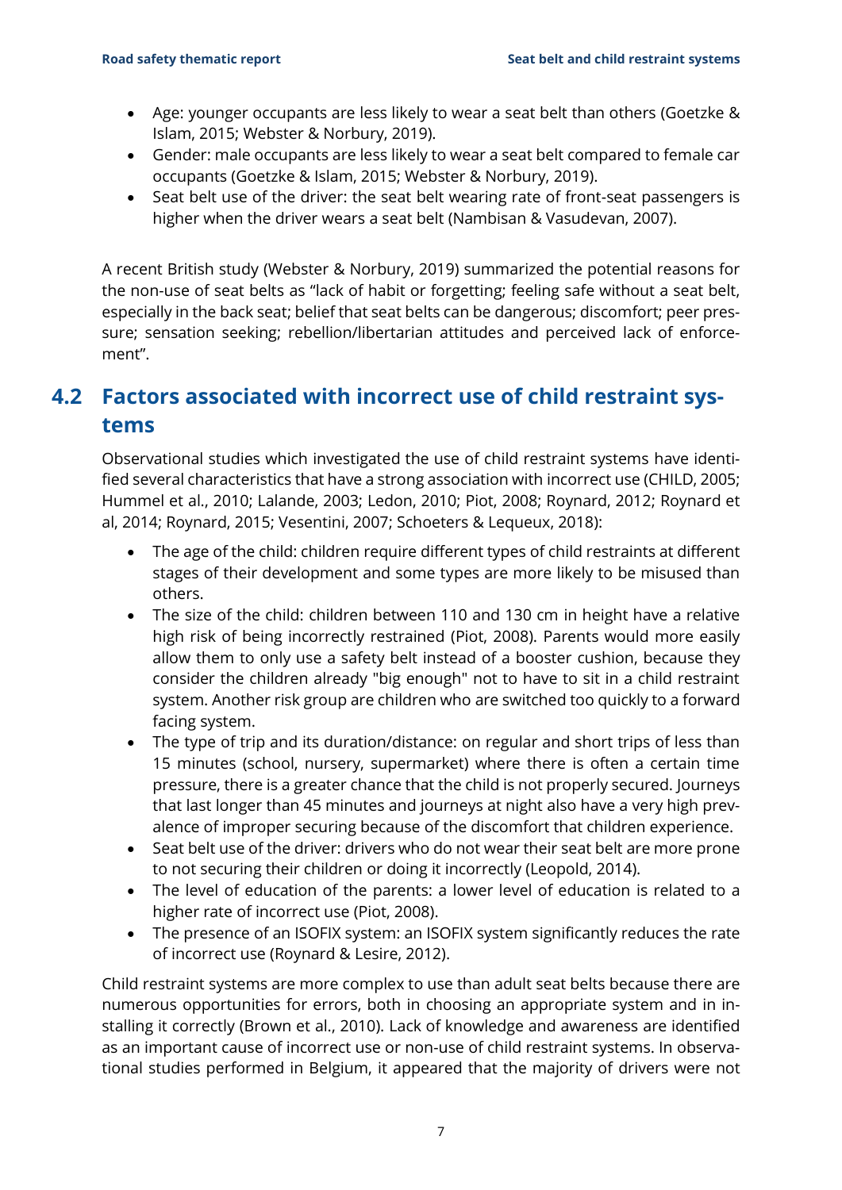- Age: younger occupants are less likely to wear a seat belt than others (Goetzke & Islam, 2015; Webster & Norbury, 2019).
- Gender: male occupants are less likely to wear a seat belt compared to female car occupants (Goetzke & Islam, 2015; Webster & Norbury, 2019).
- Seat belt use of the driver: the seat belt wearing rate of front-seat passengers is higher when the driver wears a seat belt (Nambisan & Vasudevan, 2007).

A recent British study (Webster & Norbury, 2019) summarized the potential reasons for the non-use of seat belts as "lack of habit or forgetting; feeling safe without a seat belt, especially in the back seat; belief that seat belts can be dangerous; discomfort; peer pressure; sensation seeking; rebellion/libertarian attitudes and perceived lack of enforcement".

## 4.2 Factors associated with incorrect use of child restraint systems

Observational studies which investigated the use of child restraint systems have identified several characteristics that have a strong association with incorrect use (CHILD, 2005; Hummel et al., 2010; Lalande, 2003; Ledon, 2010; Piot, 2008; Roynard, 2012; Roynard et al, 2014; Roynard, 2015; Vesentini, 2007; Schoeters & Lequeux, 2018):

- The age of the child: children require different types of child restraints at different stages of their development and some types are more likely to be misused than others.
- The size of the child: children between 110 and 130 cm in height have a relative high risk of being incorrectly restrained (Piot, 2008). Parents would more easily allow them to only use a safety belt instead of a booster cushion, because they consider the children already "big enough" not to have to sit in a child restraint system. Another risk group are children who are switched too quickly to a forward facing system.
- The type of trip and its duration/distance: on regular and short trips of less than 15 minutes (school, nursery, supermarket) where there is often a certain time pressure, there is a greater chance that the child is not properly secured. Journeys that last longer than 45 minutes and journeys at night also have a very high prevalence of improper securing because of the discomfort that children experience.
- Seat belt use of the driver: drivers who do not wear their seat belt are more prone to not securing their children or doing it incorrectly (Leopold, 2014).
- The level of education of the parents: a lower level of education is related to a higher rate of incorrect use (Piot, 2008).
- The presence of an ISOFIX system: an ISOFIX system significantly reduces the rate of incorrect use (Roynard & Lesire, 2012).

Child restraint systems are more complex to use than adult seat belts because there are numerous opportunities for errors, both in choosing an appropriate system and in installing it correctly (Brown et al., 2010). Lack of knowledge and awareness are identified as an important cause of incorrect use or non-use of child restraint systems. In observational studies performed in Belgium, it appeared that the majority of drivers were not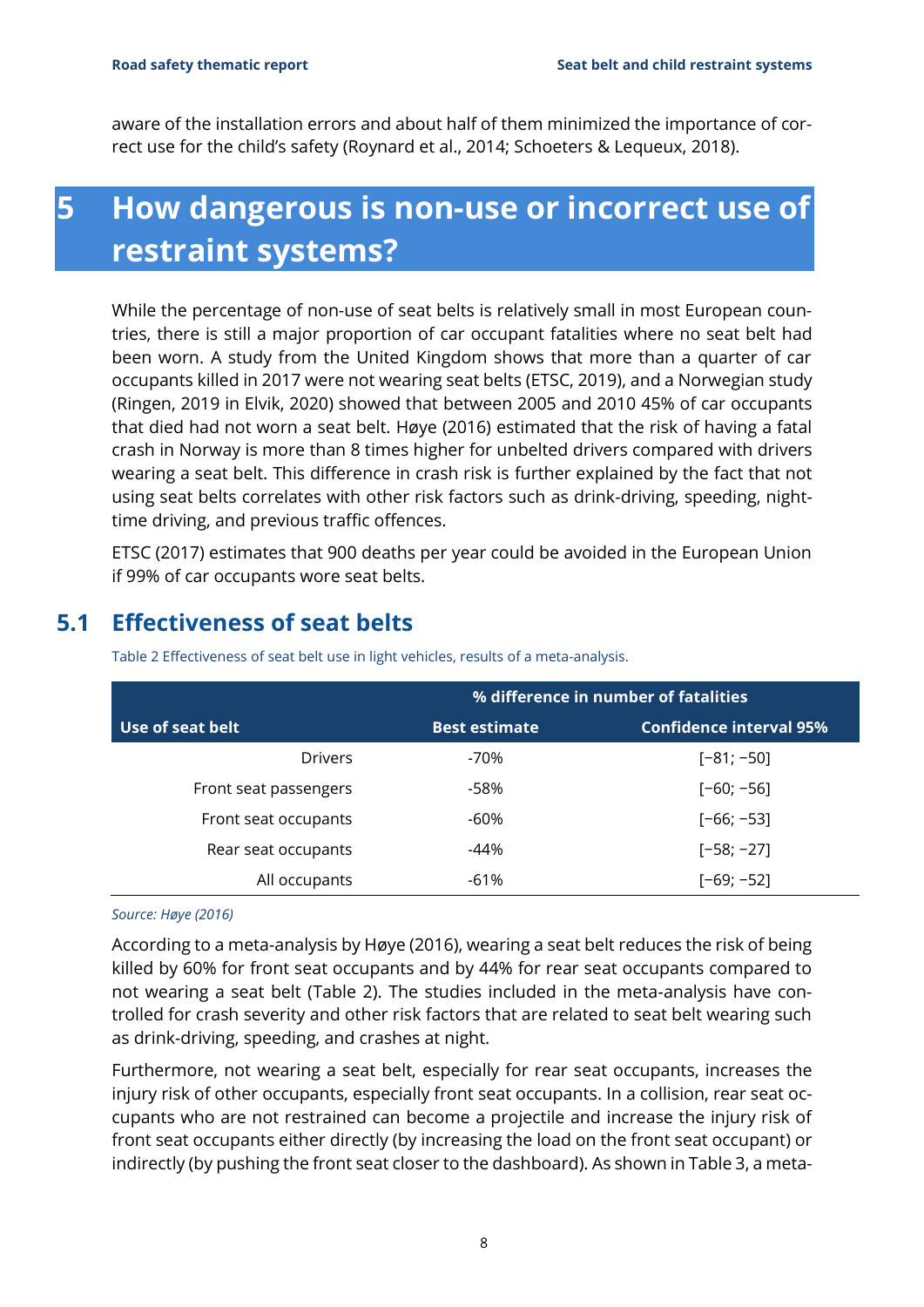aware of the installation errors and about half of them minimized the importance of correct use for the child's safety (Roynard et al., 2014; Schoeters & Lequeux, 2018).

# 5 How dangerous is non-use or incorrect use of restraint systems?

While the percentage of non-use of seat belts is relatively small in most European countries, there is still a major proportion of car occupant fatalities where no seat belt had been worn. A study from the United Kingdom shows that more than a quarter of car occupants killed in 2017 were not wearing seat belts (ETSC, 2019), and a Norwegian study (Ringen, 2019 in Elvik, 2020) showed that between 2005 and 2010 45% of car occupants that died had not worn a seat belt. Høye (2016) estimated that the risk of having a fatal crash in Norway is more than 8 times higher for unbelted drivers compared with drivers wearing a seat belt. This difference in crash risk is further explained by the fact that not using seat belts correlates with other risk factors such as drink-driving, speeding, night-time driving, and previous traffic offences.

ETSC (2017) estimates that 900 deaths per year could be avoided in the European Union if 99% of car occupants wore seat belts.

## 5.1 Effectiveness of seat belts

Table 2 Effectiveness of seat belt use in light vehicles, results of a meta-analysis.

| | % difference in number of fatalities | |
|---|---|---|
| **Use of seat belt** | **Best estimate** | **Confidence interval 95%** |
| Drivers | -70% | [−81; −50] |
| Front seat passengers | -58% | [−60; −56] |
| Front seat occupants | -60% | [−66; −53] |
| Rear seat occupants | -44% | [−58; −27] |
| All occupants | -61% | [−69; −52] |

*Source: Høye (2016)*

According to a meta-analysis by Høye (2016), wearing a seat belt reduces the risk of being killed by 60% for front seat occupants and by 44% for rear seat occupants compared to not wearing a seat belt (Table 2). The studies included in the meta-analysis have controlled for crash severity and other risk factors that are related to seat belt wearing such as drink-driving, speeding, and crashes at night.

Furthermore, not wearing a seat belt, especially for rear seat occupants, increases the injury risk of other occupants, especially front seat occupants. In a collision, rear seat occupants who are not restrained can become a projectile and increase the injury risk of front seat occupants either directly (by increasing the load on the front seat occupant) or indirectly (by pushing the front seat closer to the dashboard). As shown in Table 3, a meta-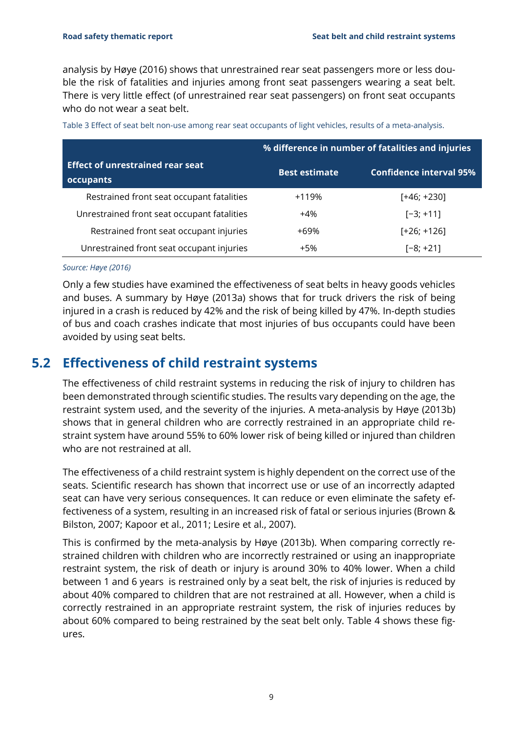analysis by Høye (2016) shows that unrestrained rear seat passengers more or less double the risk of fatalities and injuries among front seat passengers wearing a seat belt. There is very little effect (of unrestrained rear seat passengers) on front seat occupants who do not wear a seat belt.

Table 3 Effect of seat belt non-use among rear seat occupants of light vehicles, results of a meta-analysis.

| Effect of unrestrained rear seat occupants | % difference in number of fatalities and injuries | |
|---|---|---|
| | Best estimate | Confidence interval 95% |
| Restrained front seat occupant fatalities | +119% | [+46; +230] |
| Unrestrained front seat occupant fatalities | +4% | [−3; +11] |
| Restrained front seat occupant injuries | +69% | [+26; +126] |
| Unrestrained front seat occupant injuries | +5% | [−8; +21] |

*Source: Høye (2016)*

Only a few studies have examined the effectiveness of seat belts in heavy goods vehicles and buses. A summary by Høye (2013a) shows that for truck drivers the risk of being injured in a crash is reduced by 42% and the risk of being killed by 47%. In-depth studies of bus and coach crashes indicate that most injuries of bus occupants could have been avoided by using seat belts.

## 5.2 Effectiveness of child restraint systems

The effectiveness of child restraint systems in reducing the risk of injury to children has been demonstrated through scientific studies. The results vary depending on the age, the restraint system used, and the severity of the injuries. A meta-analysis by Høye (2013b) shows that in general children who are correctly restrained in an appropriate child restraint system have around 55% to 60% lower risk of being killed or injured than children who are not restrained at all.

The effectiveness of a child restraint system is highly dependent on the correct use of the seats. Scientific research has shown that incorrect use or use of an incorrectly adapted seat can have very serious consequences. It can reduce or even eliminate the safety effectiveness of a system, resulting in an increased risk of fatal or serious injuries (Brown & Bilston, 2007; Kapoor et al., 2011; Lesire et al., 2007).

This is confirmed by the meta-analysis by Høye (2013b). When comparing correctly restrained children with children who are incorrectly restrained or using an inappropriate restraint system, the risk of death or injury is around 30% to 40% lower. When a child between 1 and 6 years is restrained only by a seat belt, the risk of injuries is reduced by about 40% compared to children that are not restrained at all. However, when a child is correctly restrained in an appropriate restraint system, the risk of injuries reduces by about 60% compared to being restrained by the seat belt only. Table 4 shows these figures.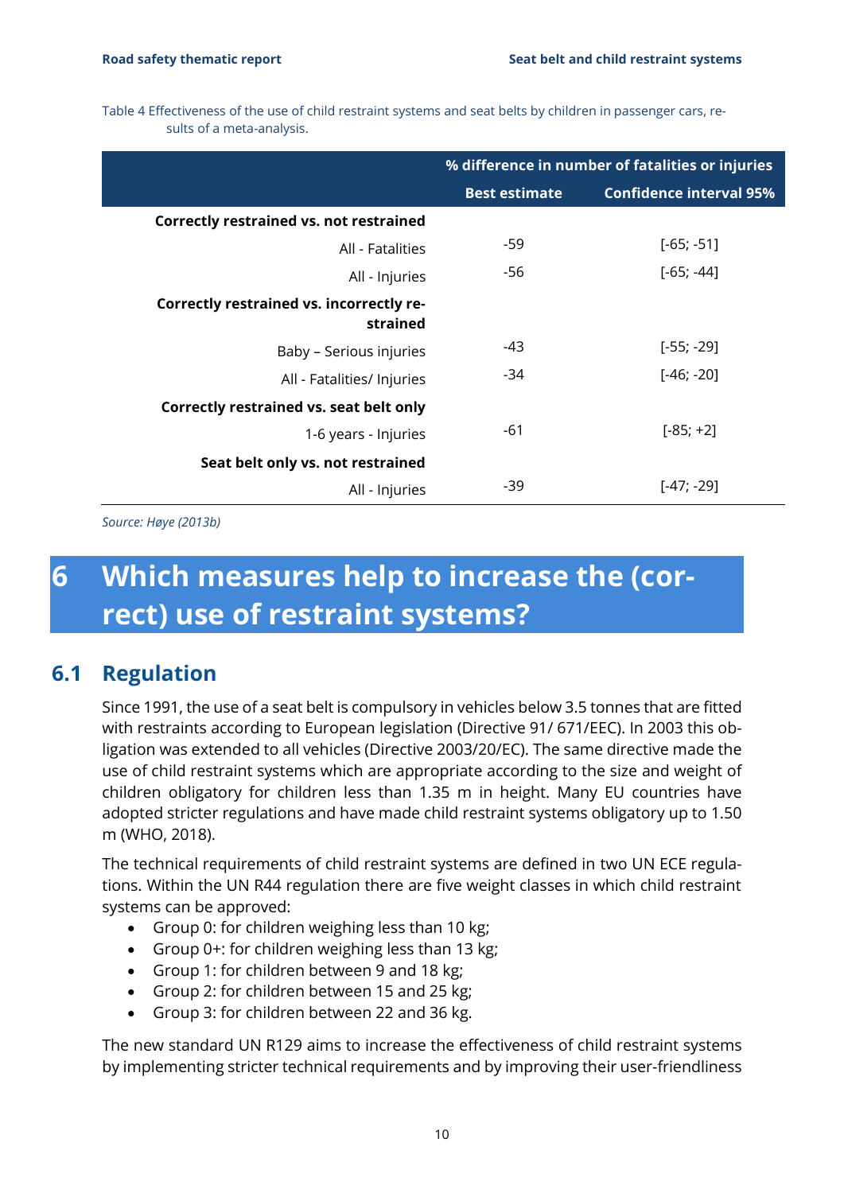Table 4 Effectiveness of the use of child restraint systems and seat belts by children in passenger cars, results of a meta-analysis.

| | % difference in number of fatalities or injuries | |
|---|---|---|
| | **Best estimate** | **Confidence interval 95%** |
| **Correctly restrained vs. not restrained** | | |
| All - Fatalities | -59 | [-65; -51] |
| All - Injuries | -56 | [-65; -44] |
| **Correctly restrained vs. incorrectly restrained** | | |
| Baby – Serious injuries | -43 | [-55; -29] |
| All - Fatalities/ Injuries | -34 | [-46; -20] |
| **Correctly restrained vs. seat belt only** | | |
| 1-6 years - Injuries | -61 | [-85; +2] |
| **Seat belt only vs. not restrained** | | |
| All - Injuries | -39 | [-47; -29] |

*Source: Høye (2013b)*

# 6 Which measures help to increase the (correct) use of restraint systems?

## 6.1 Regulation

Since 1991, the use of a seat belt is compulsory in vehicles below 3.5 tonnes that are fitted with restraints according to European legislation (Directive 91/ 671/EEC). In 2003 this obligation was extended to all vehicles (Directive 2003/20/EC). The same directive made the use of child restraint systems which are appropriate according to the size and weight of children obligatory for children less than 1.35 m in height. Many EU countries have adopted stricter regulations and have made child restraint systems obligatory up to 1.50 m (WHO, 2018).

The technical requirements of child restraint systems are defined in two UN ECE regulations. Within the UN R44 regulation there are five weight classes in which child restraint systems can be approved:

- Group 0: for children weighing less than 10 kg;
- Group 0+: for children weighing less than 13 kg;
- Group 1: for children between 9 and 18 kg;
- Group 2: for children between 15 and 25 kg;
- Group 3: for children between 22 and 36 kg.

The new standard UN R129 aims to increase the effectiveness of child restraint systems by implementing stricter technical requirements and by improving their user-friendliness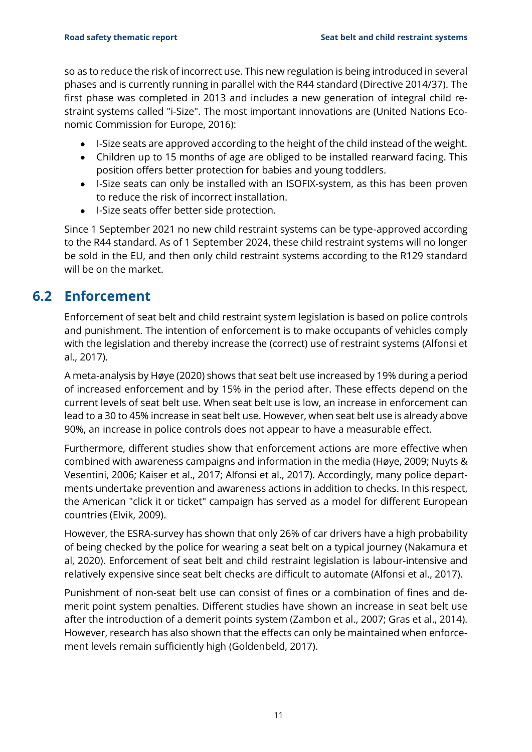so as to reduce the risk of incorrect use. This new regulation is being introduced in several phases and is currently running in parallel with the R44 standard (Directive 2014/37). The first phase was completed in 2013 and includes a new generation of integral child restraint systems called "i-Size". The most important innovations are (United Nations Economic Commission for Europe, 2016):

- I-Size seats are approved according to the height of the child instead of the weight.
- Children up to 15 months of age are obliged to be installed rearward facing. This position offers better protection for babies and young toddlers.
- I-Size seats can only be installed with an ISOFIX-system, as this has been proven to reduce the risk of incorrect installation.
- I-Size seats offer better side protection.

Since 1 September 2021 no new child restraint systems can be type-approved according to the R44 standard. As of 1 September 2024, these child restraint systems will no longer be sold in the EU, and then only child restraint systems according to the R129 standard will be on the market.

## 6.2 Enforcement

Enforcement of seat belt and child restraint system legislation is based on police controls and punishment. The intention of enforcement is to make occupants of vehicles comply with the legislation and thereby increase the (correct) use of restraint systems (Alfonsi et al., 2017).

A meta-analysis by Høye (2020) shows that seat belt use increased by 19% during a period of increased enforcement and by 15% in the period after. These effects depend on the current levels of seat belt use. When seat belt use is low, an increase in enforcement can lead to a 30 to 45% increase in seat belt use. However, when seat belt use is already above 90%, an increase in police controls does not appear to have a measurable effect.

Furthermore, different studies show that enforcement actions are more effective when combined with awareness campaigns and information in the media (Høye, 2009; Nuyts & Vesentini, 2006; Kaiser et al., 2017; Alfonsi et al., 2017). Accordingly, many police departments undertake prevention and awareness actions in addition to checks. In this respect, the American "click it or ticket" campaign has served as a model for different European countries (Elvik, 2009).

However, the ESRA-survey has shown that only 26% of car drivers have a high probability of being checked by the police for wearing a seat belt on a typical journey (Nakamura et al, 2020). Enforcement of seat belt and child restraint legislation is labour-intensive and relatively expensive since seat belt checks are difficult to automate (Alfonsi et al., 2017).

Punishment of non-seat belt use can consist of fines or a combination of fines and demerit point system penalties. Different studies have shown an increase in seat belt use after the introduction of a demerit points system (Zambon et al., 2007; Gras et al., 2014). However, research has also shown that the effects can only be maintained when enforcement levels remain sufficiently high (Goldenbeld, 2017).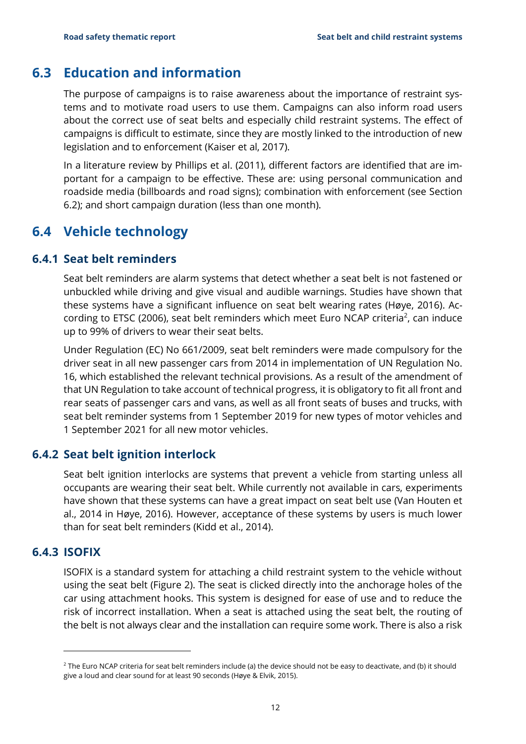## 6.3 Education and information

The purpose of campaigns is to raise awareness about the importance of restraint systems and to motivate road users to use them. Campaigns can also inform road users about the correct use of seat belts and especially child restraint systems. The effect of campaigns is difficult to estimate, since they are mostly linked to the introduction of new legislation and to enforcement (Kaiser et al, 2017).

In a literature review by Phillips et al. (2011), different factors are identified that are important for a campaign to be effective. These are: using personal communication and roadside media (billboards and road signs); combination with enforcement (see Section 6.2); and short campaign duration (less than one month).

## 6.4 Vehicle technology

### 6.4.1 Seat belt reminders

Seat belt reminders are alarm systems that detect whether a seat belt is not fastened or unbuckled while driving and give visual and audible warnings. Studies have shown that these systems have a significant influence on seat belt wearing rates (Høye, 2016). According to ETSC (2006), seat belt reminders which meet Euro NCAP criteria[2], can induce up to 99% of drivers to wear their seat belts.

Under Regulation (EC) No 661/2009, seat belt reminders were made compulsory for the driver seat in all new passenger cars from 2014 in implementation of UN Regulation No. 16, which established the relevant technical provisions. As a result of the amendment of that UN Regulation to take account of technical progress, it is obligatory to fit all front and rear seats of passenger cars and vans, as well as all front seats of buses and trucks, with seat belt reminder systems from 1 September 2019 for new types of motor vehicles and 1 September 2021 for all new motor vehicles.

### 6.4.2 Seat belt ignition interlock

Seat belt ignition interlocks are systems that prevent a vehicle from starting unless all occupants are wearing their seat belt. While currently not available in cars, experiments have shown that these systems can have a great impact on seat belt use (Van Houten et al., 2014 in Høye, 2016). However, acceptance of these systems by users is much lower than for seat belt reminders (Kidd et al., 2014).

### 6.4.3 ISOFIX

ISOFIX is a standard system for attaching a child restraint system to the vehicle without using the seat belt (Figure 2). The seat is clicked directly into the anchorage holes of the car using attachment hooks. This system is designed for ease of use and to reduce the risk of incorrect installation. When a seat is attached using the seat belt, the routing of the belt is not always clear and the installation can require some work. There is also a risk

---

[2] The Euro NCAP criteria for seat belt reminders include (a) the device should not be easy to deactivate, and (b) it should give a loud and clear sound for at least 90 seconds (Høye & Elvik, 2015).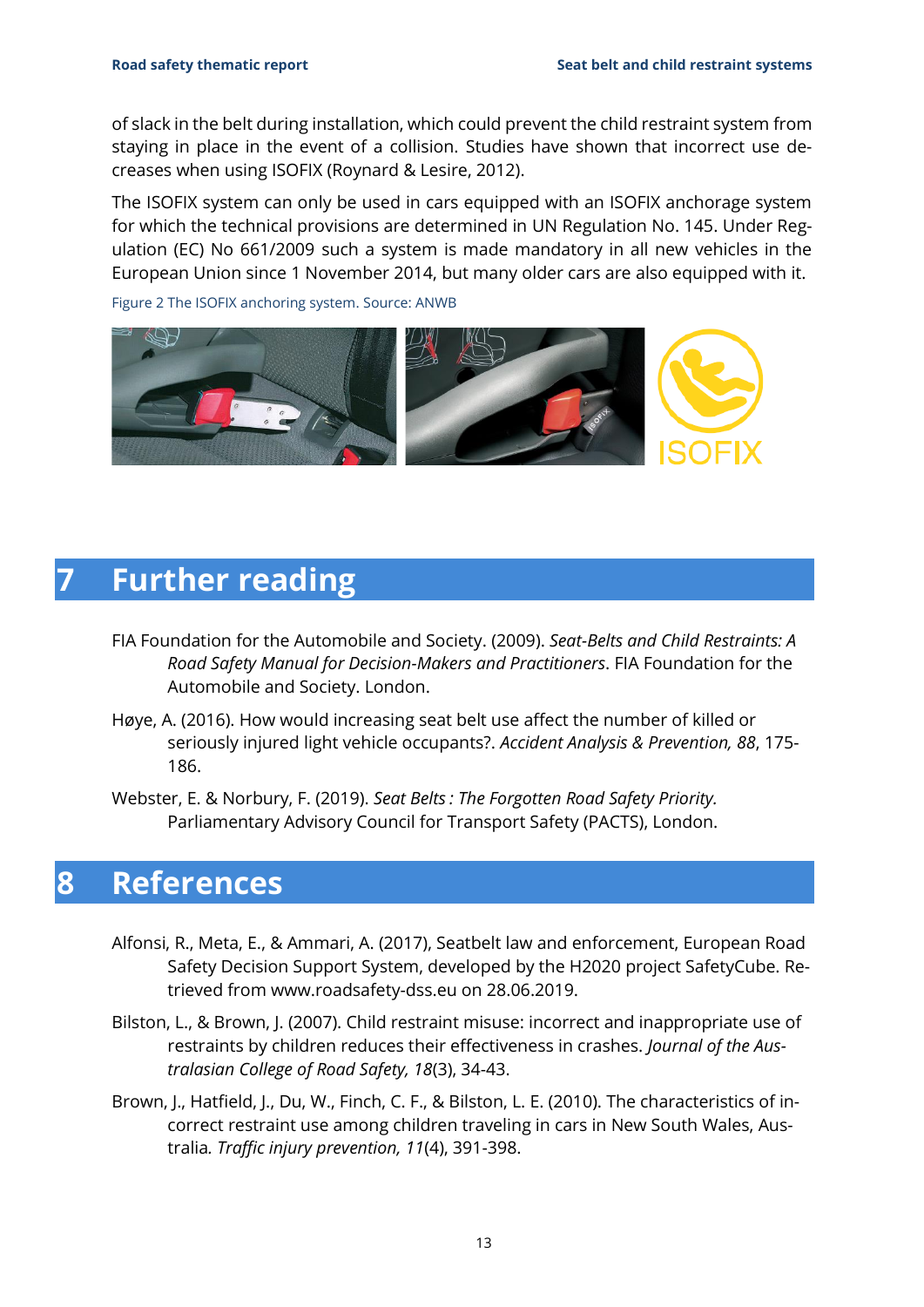of slack in the belt during installation, which could prevent the child restraint system from staying in place in the event of a collision. Studies have shown that incorrect use decreases when using ISOFIX (Roynard & Lesire, 2012).

The ISOFIX system can only be used in cars equipped with an ISOFIX anchorage system for which the technical provisions are determined in UN Regulation No. 145. Under Regulation (EC) No 661/2009 such a system is made mandatory in all new vehicles in the European Union since 1 November 2014, but many older cars are also equipped with it.

Figure 2 The ISOFIX anchoring system. Source: ANWB

# 7 Further reading

FIA Foundation for the Automobile and Society. (2009). *Seat-Belts and Child Restraints: A Road Safety Manual for Decision-Makers and Practitioners*. FIA Foundation for the Automobile and Society. London.

Høye, A. (2016). How would increasing seat belt use affect the number of killed or seriously injured light vehicle occupants?. *Accident Analysis & Prevention, 88*, 175-186.

Webster, E. & Norbury, F. (2019). *Seat Belts : The Forgotten Road Safety Priority.* Parliamentary Advisory Council for Transport Safety (PACTS), London.

# 8 References

Alfonsi, R., Meta, E., & Ammari, A. (2017), Seatbelt law and enforcement, European Road Safety Decision Support System, developed by the H2020 project SafetyCube. Retrieved from www.roadsafety-dss.eu on 28.06.2019.

Bilston, L., & Brown, J. (2007). Child restraint misuse: incorrect and inappropriate use of restraints by children reduces their effectiveness in crashes. *Journal of the Australasian College of Road Safety, 18*(3), 34-43.

Brown, J., Hatfield, J., Du, W., Finch, C. F., & Bilston, L. E. (2010). The characteristics of incorrect restraint use among children traveling in cars in New South Wales, Australia. *Traffic injury prevention, 11*(4), 391-398.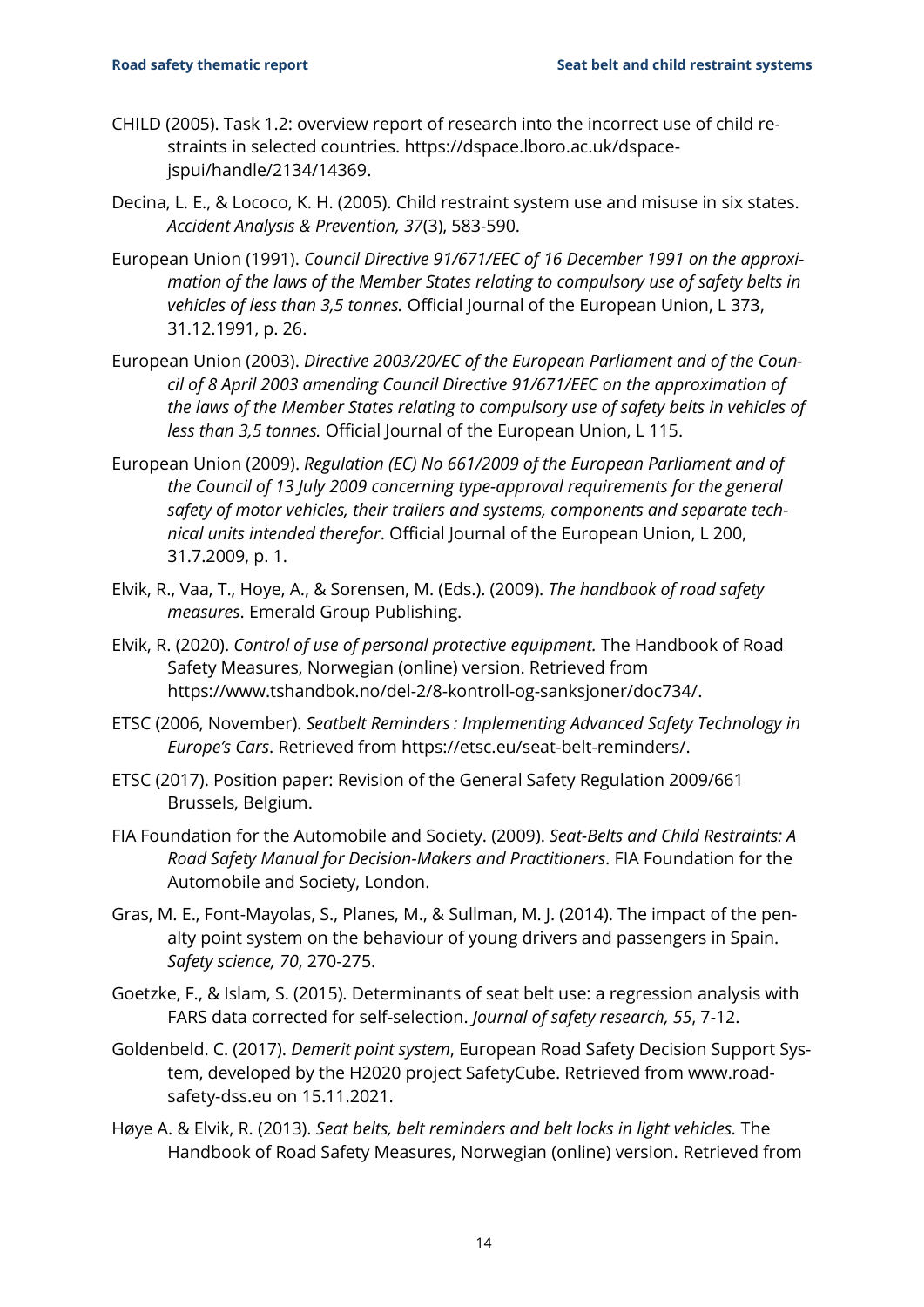CHILD (2005). Task 1.2: overview report of research into the incorrect use of child restraints in selected countries. https://dspace.lboro.ac.uk/dspace-jspui/handle/2134/14369.

Decina, L. E., & Lococo, K. H. (2005). Child restraint system use and misuse in six states. *Accident Analysis & Prevention, 37*(3), 583-590.

European Union (1991). *Council Directive 91/671/EEC of 16 December 1991 on the approximation of the laws of the Member States relating to compulsory use of safety belts in vehicles of less than 3,5 tonnes.* Official Journal of the European Union, L 373, 31.12.1991, p. 26.

European Union (2003). *Directive 2003/20/EC of the European Parliament and of the Council of 8 April 2003 amending Council Directive 91/671/EEC on the approximation of the laws of the Member States relating to compulsory use of safety belts in vehicles of less than 3,5 tonnes.* Official Journal of the European Union, L 115.

European Union (2009). *Regulation (EC) No 661/2009 of the European Parliament and of the Council of 13 July 2009 concerning type-approval requirements for the general safety of motor vehicles, their trailers and systems, components and separate technical units intended therefor*. Official Journal of the European Union, L 200, 31.7.2009, p. 1.

Elvik, R., Vaa, T., Hoye, A., & Sorensen, M. (Eds.). (2009). *The handbook of road safety measures*. Emerald Group Publishing.

Elvik, R. (2020). *Control of use of personal protective equipment.* The Handbook of Road Safety Measures, Norwegian (online) version. Retrieved from https://www.tshandbok.no/del-2/8-kontroll-og-sanksjoner/doc734/.

ETSC (2006, November). *Seatbelt Reminders : Implementing Advanced Safety Technology in Europe's Cars*. Retrieved from https://etsc.eu/seat-belt-reminders/.

ETSC (2017). Position paper: Revision of the General Safety Regulation 2009/661 Brussels, Belgium.

FIA Foundation for the Automobile and Society. (2009). *Seat-Belts and Child Restraints: A Road Safety Manual for Decision-Makers and Practitioners*. FIA Foundation for the Automobile and Society, London.

Gras, M. E., Font-Mayolas, S., Planes, M., & Sullman, M. J. (2014). The impact of the penalty point system on the behaviour of young drivers and passengers in Spain. *Safety science, 70*, 270-275.

Goetzke, F., & Islam, S. (2015). Determinants of seat belt use: a regression analysis with FARS data corrected for self-selection. *Journal of safety research, 55*, 7-12.

Goldenbeld. C. (2017). *Demerit point system*, European Road Safety Decision Support System, developed by the H2020 project SafetyCube. Retrieved from www.roadsafety-dss.eu on 15.11.2021.

Høye A. & Elvik, R. (2013). *Seat belts, belt reminders and belt locks in light vehicles.* The Handbook of Road Safety Measures, Norwegian (online) version. Retrieved from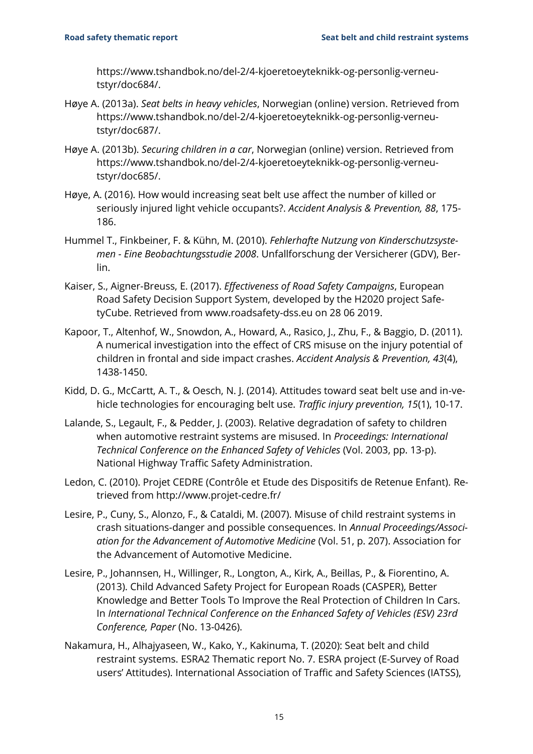https://www.tshandbok.no/del-2/4-kjoeretoeyteknikk-og-personlig-verneu-tstyr/doc684/.

Høye A. (2013a). *Seat belts in heavy vehicles*, Norwegian (online) version. Retrieved from https://www.tshandbok.no/del-2/4-kjoeretoeyteknikk-og-personlig-verneu-tstyr/doc687/.

Høye A. (2013b). *Securing children in a car*, Norwegian (online) version. Retrieved from https://www.tshandbok.no/del-2/4-kjoeretoeyteknikk-og-personlig-verneu-tstyr/doc685/.

Høye, A. (2016). How would increasing seat belt use affect the number of killed or seriously injured light vehicle occupants?. *Accident Analysis & Prevention, 88*, 175-186.

Hummel T., Finkbeiner, F. & Kühn, M. (2010). *Fehlerhafte Nutzung von Kinderschutzsystemen - Eine Beobachtungsstudie 2008*. Unfallforschung der Versicherer (GDV), Berlin.

Kaiser, S., Aigner-Breuss, E. (2017). *Effectiveness of Road Safety Campaigns*, European Road Safety Decision Support System, developed by the H2020 project SafetyCube. Retrieved from www.roadsafety-dss.eu on 28 06 2019.

Kapoor, T., Altenhof, W., Snowdon, A., Howard, A., Rasico, J., Zhu, F., & Baggio, D. (2011). A numerical investigation into the effect of CRS misuse on the injury potential of children in frontal and side impact crashes. *Accident Analysis & Prevention, 43*(4), 1438-1450.

Kidd, D. G., McCartt, A. T., & Oesch, N. J. (2014). Attitudes toward seat belt use and in-vehicle technologies for encouraging belt use. *Traffic injury prevention, 15*(1), 10-17.

Lalande, S., Legault, F., & Pedder, J. (2003). Relative degradation of safety to children when automotive restraint systems are misused. In *Proceedings: International Technical Conference on the Enhanced Safety of Vehicles* (Vol. 2003, pp. 13-p). National Highway Traffic Safety Administration.

Ledon, C. (2010). Projet CEDRE (Contrôle et Etude des Dispositifs de Retenue Enfant). Retrieved from http://www.projet-cedre.fr/

Lesire, P., Cuny, S., Alonzo, F., & Cataldi, M. (2007). Misuse of child restraint systems in crash situations-danger and possible consequences. In *Annual Proceedings/Association for the Advancement of Automotive Medicine* (Vol. 51, p. 207). Association for the Advancement of Automotive Medicine.

Lesire, P., Johannsen, H., Willinger, R., Longton, A., Kirk, A., Beillas, P., & Fiorentino, A. (2013). Child Advanced Safety Project for European Roads (CASPER), Better Knowledge and Better Tools To Improve the Real Protection of Children In Cars. In *International Technical Conference on the Enhanced Safety of Vehicles (ESV) 23rd Conference, Paper* (No. 13-0426).

Nakamura, H., Alhajyaseen, W., Kako, Y., Kakinuma, T. (2020): Seat belt and child restraint systems. ESRA2 Thematic report No. 7. ESRA project (E-Survey of Road users' Attitudes). International Association of Traffic and Safety Sciences (IATSS),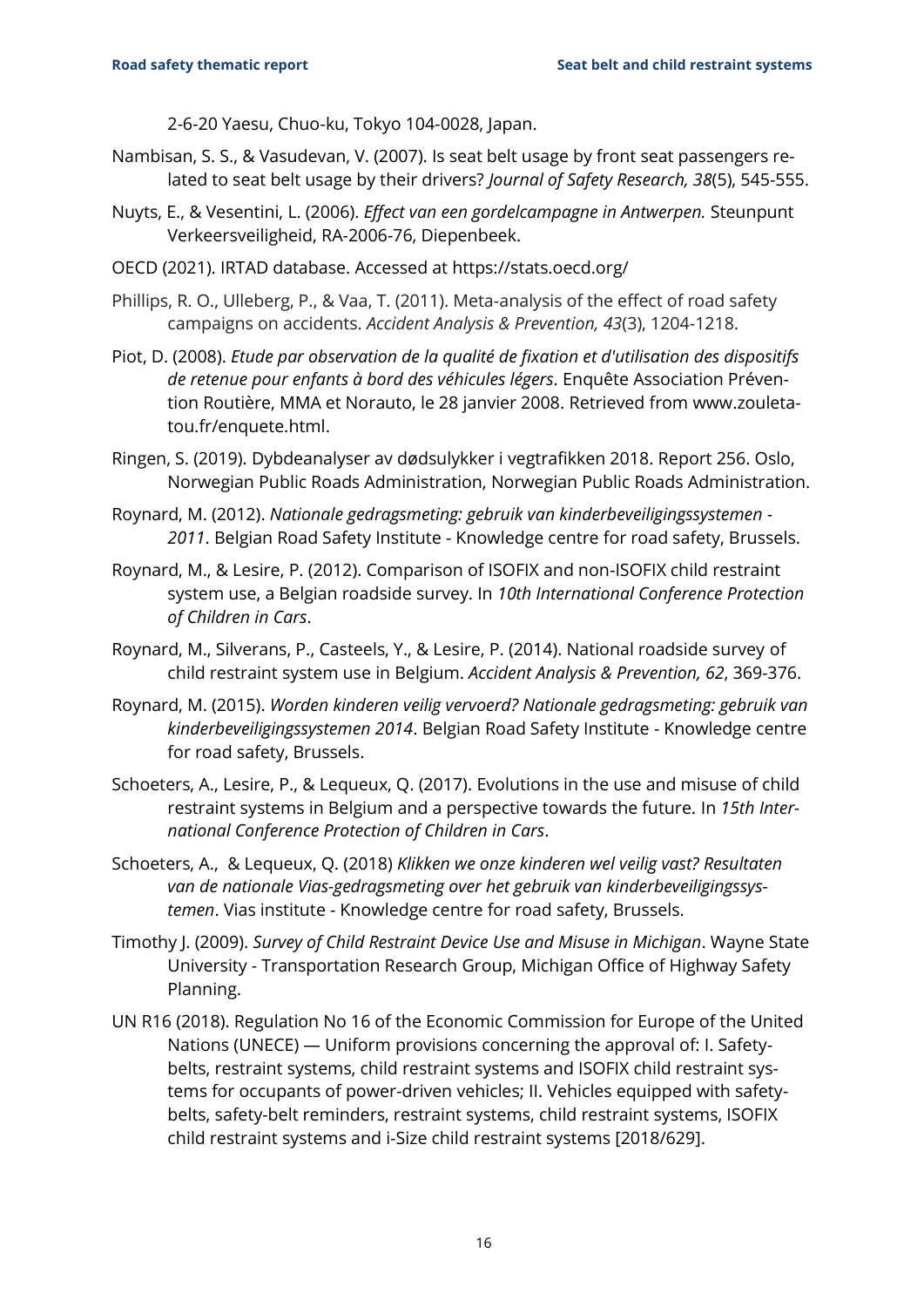2-6-20 Yaesu, Chuo-ku, Tokyo 104-0028, Japan.

Nambisan, S. S., & Vasudevan, V. (2007). Is seat belt usage by front seat passengers related to seat belt usage by their drivers? *Journal of Safety Research, 38*(5), 545-555.

Nuyts, E., & Vesentini, L. (2006). *Effect van een gordelcampagne in Antwerpen.* Steunpunt Verkeersveiligheid, RA-2006-76, Diepenbeek.

OECD (2021). IRTAD database. Accessed at https://stats.oecd.org/

Phillips, R. O., Ulleberg, P., & Vaa, T. (2011). Meta-analysis of the effect of road safety campaigns on accidents. *Accident Analysis & Prevention, 43*(3), 1204-1218.

Piot, D. (2008). *Etude par observation de la qualité de fixation et d'utilisation des dispositifs de retenue pour enfants à bord des véhicules légers*. Enquête Association Prévention Routière, MMA et Norauto, le 28 janvier 2008. Retrieved from www.zouletatou.fr/enquete.html.

Ringen, S. (2019). Dybdeanalyser av dødsulykker i vegtrafikken 2018. Report 256. Oslo, Norwegian Public Roads Administration, Norwegian Public Roads Administration.

Roynard, M. (2012). *Nationale gedragsmeting: gebruik van kinderbeveiligingssystemen - 2011*. Belgian Road Safety Institute - Knowledge centre for road safety, Brussels.

Roynard, M., & Lesire, P. (2012). Comparison of ISOFIX and non-ISOFIX child restraint system use, a Belgian roadside survey. In *10th International Conference Protection of Children in Cars*.

Roynard, M., Silverans, P., Casteels, Y., & Lesire, P. (2014). National roadside survey of child restraint system use in Belgium. *Accident Analysis & Prevention, 62*, 369-376.

Roynard, M. (2015). *Worden kinderen veilig vervoerd? Nationale gedragsmeting: gebruik van kinderbeveiligingssystemen 2014*. Belgian Road Safety Institute - Knowledge centre for road safety, Brussels.

Schoeters, A., Lesire, P., & Lequeux, Q. (2017). Evolutions in the use and misuse of child restraint systems in Belgium and a perspective towards the future. In *15th International Conference Protection of Children in Cars*.

Schoeters, A., & Lequeux, Q. (2018) *Klikken we onze kinderen wel veilig vast? Resultaten van de nationale Vias-gedragsmeting over het gebruik van kinderbeveiligingssystemen*. Vias institute - Knowledge centre for road safety, Brussels.

Timothy J. (2009). *Survey of Child Restraint Device Use and Misuse in Michigan*. Wayne State University - Transportation Research Group, Michigan Office of Highway Safety Planning.

UN R16 (2018). Regulation No 16 of the Economic Commission for Europe of the United Nations (UNECE) — Uniform provisions concerning the approval of: I. Safety-belts, restraint systems, child restraint systems and ISOFIX child restraint systems for occupants of power-driven vehicles; II. Vehicles equipped with safety-belts, safety-belt reminders, restraint systems, child restraint systems, ISOFIX child restraint systems and i-Size child restraint systems [2018/629].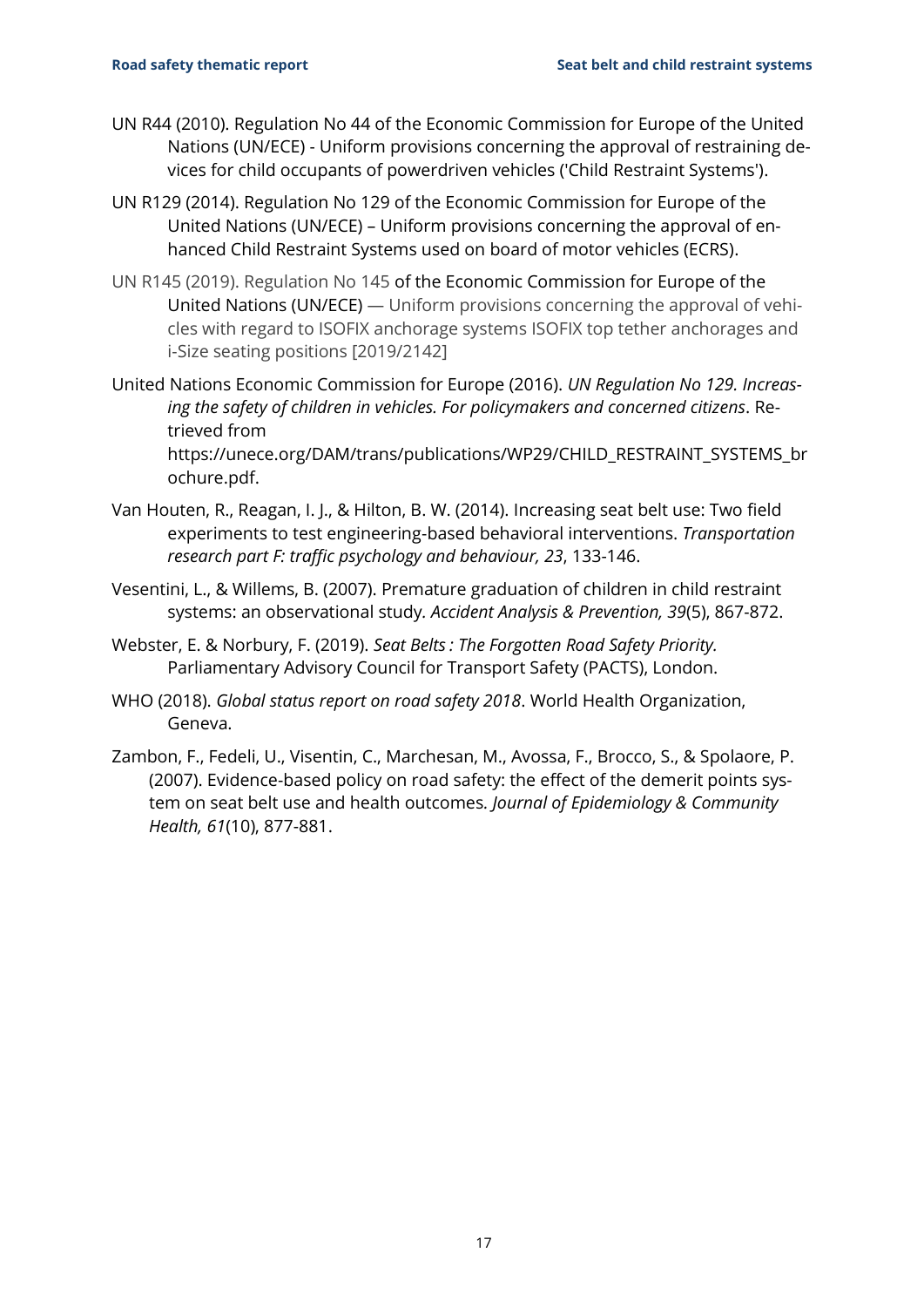UN R44 (2010). Regulation No 44 of the Economic Commission for Europe of the United Nations (UN/ECE) - Uniform provisions concerning the approval of restraining devices for child occupants of powerdriven vehicles ('Child Restraint Systems').

UN R129 (2014). Regulation No 129 of the Economic Commission for Europe of the United Nations (UN/ECE) – Uniform provisions concerning the approval of enhanced Child Restraint Systems used on board of motor vehicles (ECRS).

UN R145 (2019). Regulation No 145 of the Economic Commission for Europe of the United Nations (UN/ECE) — Uniform provisions concerning the approval of vehicles with regard to ISOFIX anchorage systems ISOFIX top tether anchorages and i-Size seating positions [2019/2142]

United Nations Economic Commission for Europe (2016). *UN Regulation No 129. Increasing the safety of children in vehicles. For policymakers and concerned citizens*. Retrieved from https://unece.org/DAM/trans/publications/WP29/CHILD_RESTRAINT_SYSTEMS_brochure.pdf.

Van Houten, R., Reagan, I. J., & Hilton, B. W. (2014). Increasing seat belt use: Two field experiments to test engineering-based behavioral interventions. *Transportation research part F: traffic psychology and behaviour, 23*, 133-146.

Vesentini, L., & Willems, B. (2007). Premature graduation of children in child restraint systems: an observational study. *Accident Analysis & Prevention, 39*(5), 867-872.

Webster, E. & Norbury, F. (2019). *Seat Belts : The Forgotten Road Safety Priority*. Parliamentary Advisory Council for Transport Safety (PACTS), London.

WHO (2018). *Global status report on road safety 2018*. World Health Organization, Geneva.

Zambon, F., Fedeli, U., Visentin, C., Marchesan, M., Avossa, F., Brocco, S., & Spolaore, P. (2007). Evidence-based policy on road safety: the effect of the demerit points system on seat belt use and health outcomes. *Journal of Epidemiology & Community Health, 61*(10), 877-881.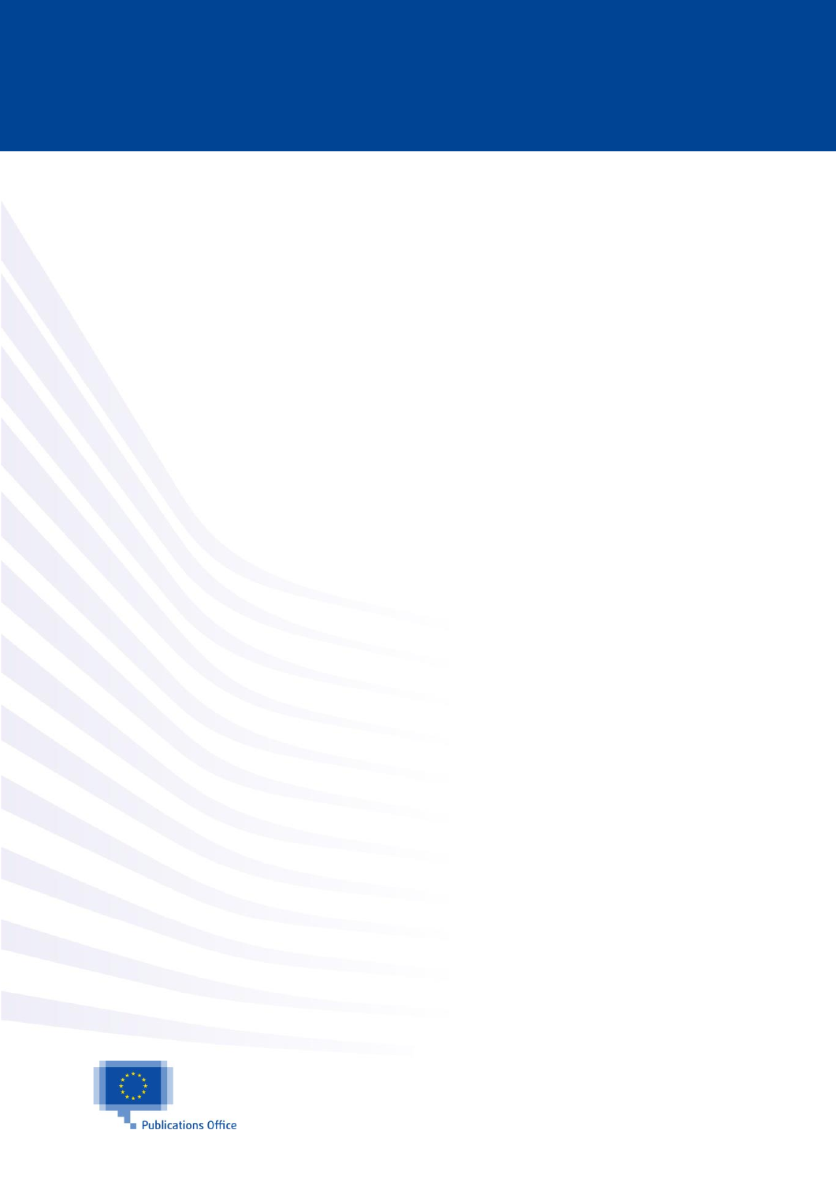Publications Office